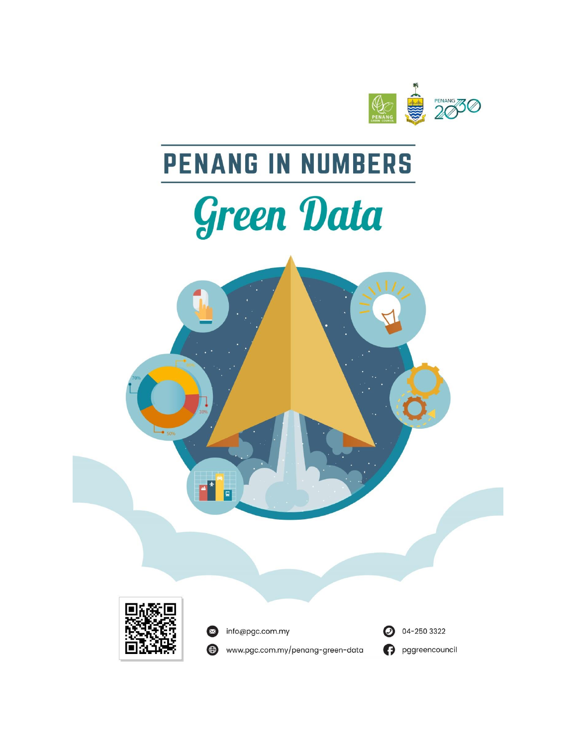# PENANG IN NUMBERS

## Green Data

info@pgc.com.my

www.pgc.com.my/penang-green-data

04-250 3322

pggreencouncil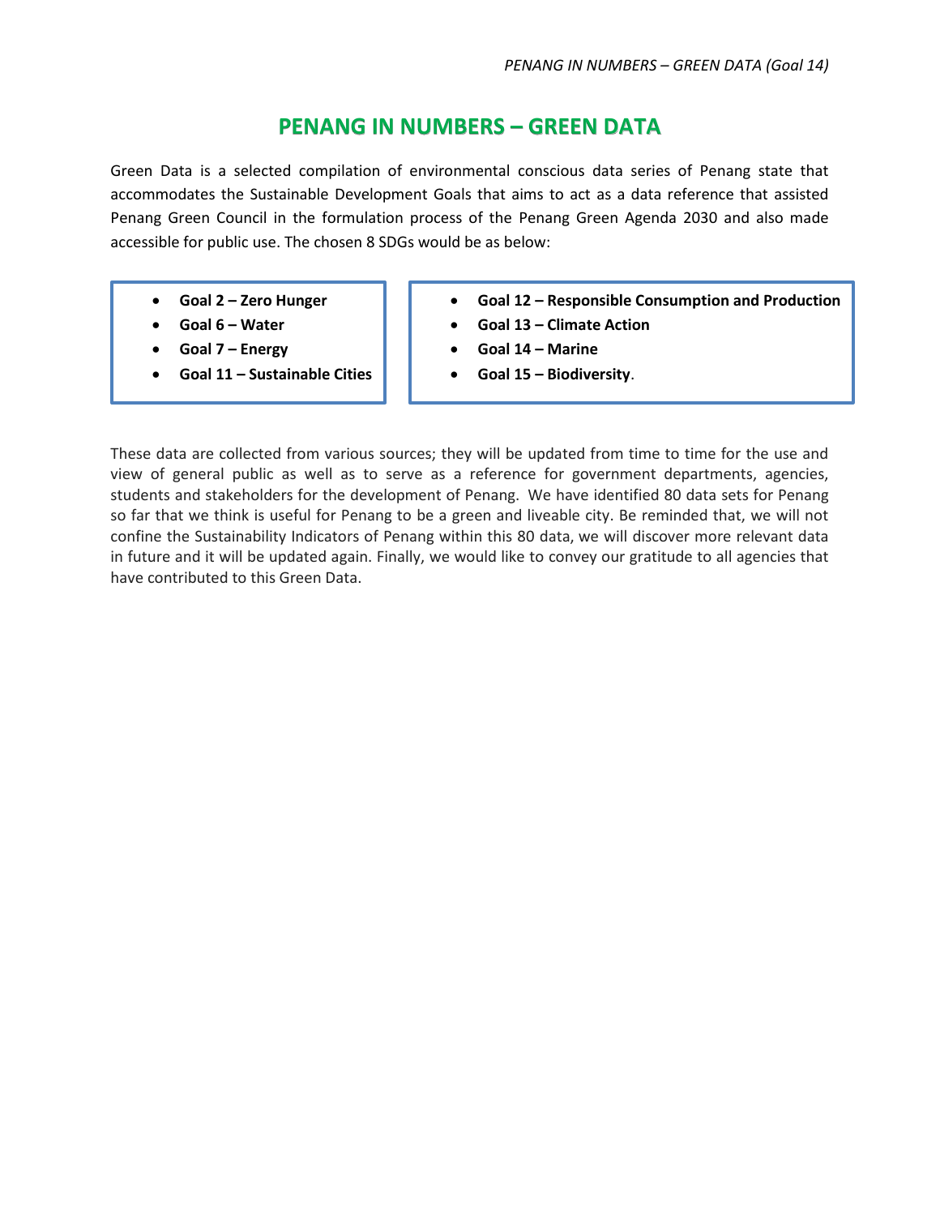# PENANG IN NUMBERS – GREEN DATA

Green Data is a selected compilation of environmental conscious data series of Penang state that accommodates the Sustainable Development Goals that aims to act as a data reference that assisted Penang Green Council in the formulation process of the Penang Green Agenda 2030 and also made accessible for public use. The chosen 8 SDGs would be as below:

- **Goal 2 – Zero Hunger**
- **Goal 6 – Water**
- **Goal 7 – Energy**
- **Goal 11 – Sustainable Cities**
- **Goal 12 – Responsible Consumption and Production**
- **Goal 13 – Climate Action**
- **Goal 14 – Marine**
- **Goal 15 – Biodiversity**.

These data are collected from various sources; they will be updated from time to time for the use and view of general public as well as to serve as a reference for government departments, agencies, students and stakeholders for the development of Penang. We have identified 80 data sets for Penang so far that we think is useful for Penang to be a green and liveable city. Be reminded that, we will not confine the Sustainability Indicators of Penang within this 80 data, we will discover more relevant data in future and it will be updated again. Finally, we would like to convey our gratitude to all agencies that have contributed to this Green Data.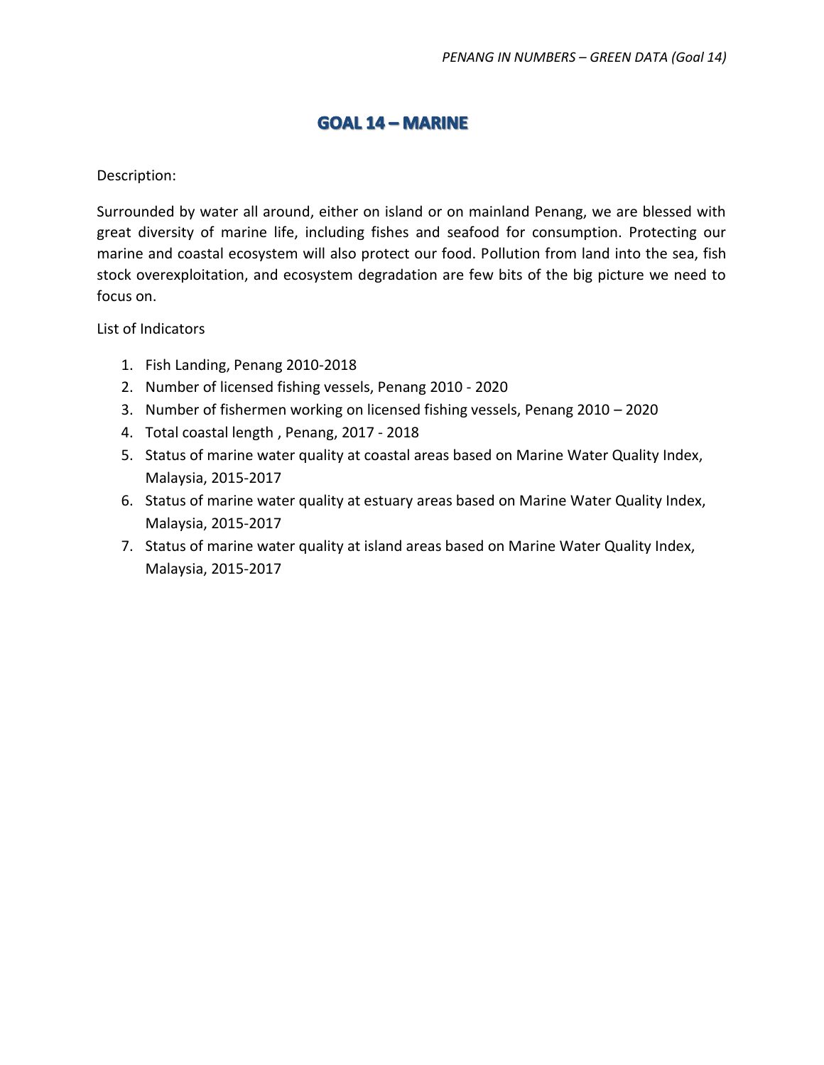# GOAL 14 – MARINE

Description:

Surrounded by water all around, either on island or on mainland Penang, we are blessed with great diversity of marine life, including fishes and seafood for consumption. Protecting our marine and coastal ecosystem will also protect our food. Pollution from land into the sea, fish stock overexploitation, and ecosystem degradation are few bits of the big picture we need to focus on.

List of Indicators

1. Fish Landing, Penang 2010-2018
2. Number of licensed fishing vessels, Penang 2010 - 2020
3. Number of fishermen working on licensed fishing vessels, Penang 2010 – 2020
4. Total coastal length , Penang, 2017 - 2018
5. Status of marine water quality at coastal areas based on Marine Water Quality Index, Malaysia, 2015-2017
6. Status of marine water quality at estuary areas based on Marine Water Quality Index, Malaysia, 2015-2017
7. Status of marine water quality at island areas based on Marine Water Quality Index, Malaysia, 2015-2017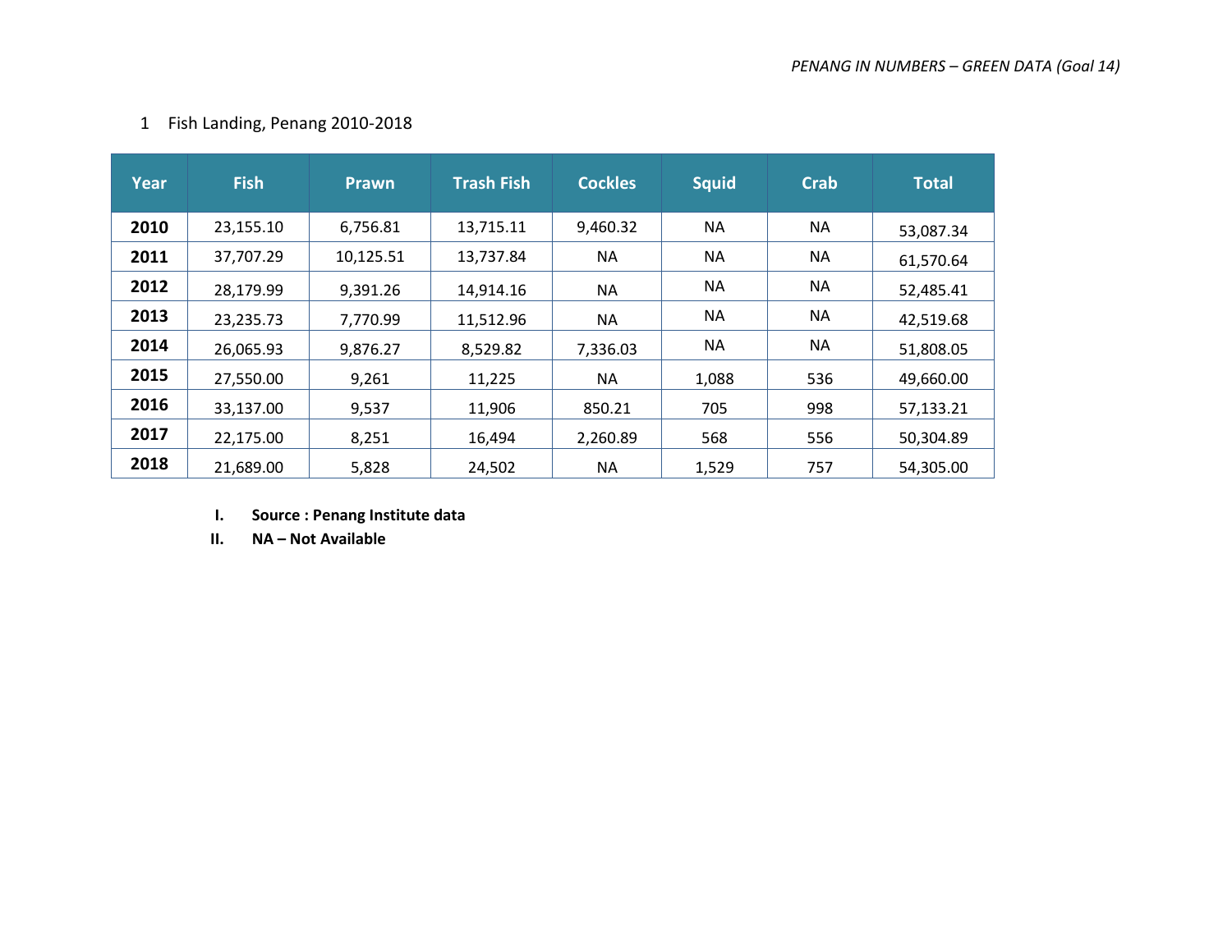1 Fish Landing, Penang 2010-2018

| Year | Fish | Prawn | Trash Fish | Cockles | Squid | Crab | Total |
|---|---|---|---|---|---|---|---|
| **2010** | 23,155.10 | 6,756.81 | 13,715.11 | 9,460.32 | NA | NA | 53,087.34 |
| **2011** | 37,707.29 | 10,125.51 | 13,737.84 | NA | NA | NA | 61,570.64 |
| **2012** | 28,179.99 | 9,391.26 | 14,914.16 | NA | NA | NA | 52,485.41 |
| **2013** | 23,235.73 | 7,770.99 | 11,512.96 | NA | NA | NA | 42,519.68 |
| **2014** | 26,065.93 | 9,876.27 | 8,529.82 | 7,336.03 | NA | NA | 51,808.05 |
| **2015** | 27,550.00 | 9,261 | 11,225 | NA | 1,088 | 536 | 49,660.00 |
| **2016** | 33,137.00 | 9,537 | 11,906 | 850.21 | 705 | 998 | 57,133.21 |
| **2017** | 22,175.00 | 8,251 | 16,494 | 2,260.89 | 568 | 556 | 50,304.89 |
| **2018** | 21,689.00 | 5,828 | 24,502 | NA | 1,529 | 757 | 54,305.00 |

I. **Source : Penang Institute data**

II. **NA – Not Available**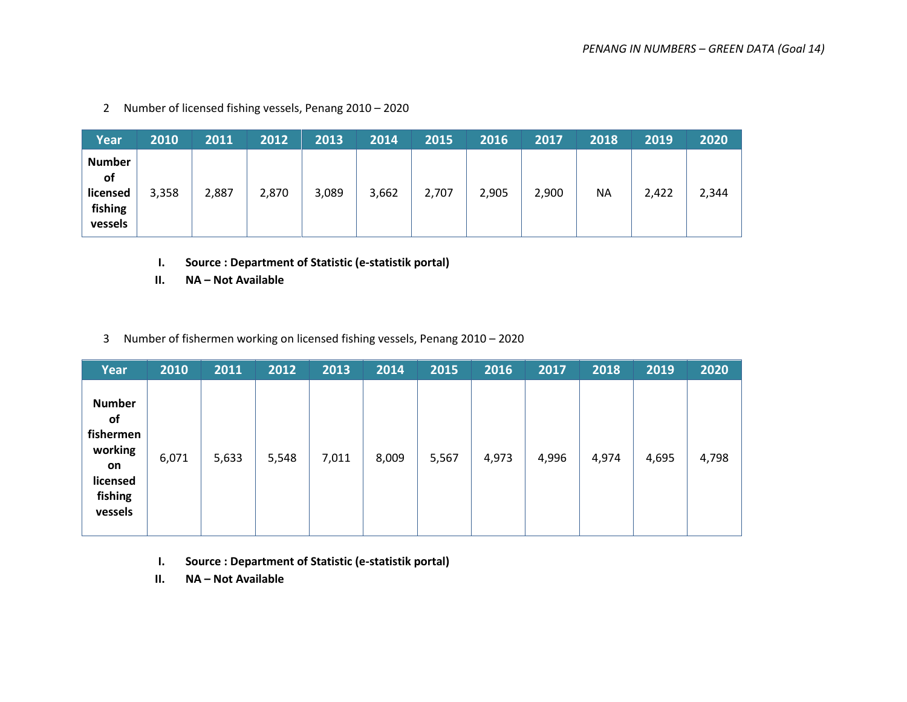2 Number of licensed fishing vessels, Penang 2010 – 2020

| Year | 2010 | 2011 | 2012 | 2013 | 2014 | 2015 | 2016 | 2017 | 2018 | 2019 | 2020 |
|---|---|---|---|---|---|---|---|---|---|---|---|
| **Number of licensed fishing vessels** | 3,358 | 2,887 | 2,870 | 3,089 | 3,662 | 2,707 | 2,905 | 2,900 | NA | 2,422 | 2,344 |

I. **Source : Department of Statistic (e-statistik portal)**
II. **NA – Not Available**

3 Number of fishermen working on licensed fishing vessels, Penang 2010 – 2020

| Year | 2010 | 2011 | 2012 | 2013 | 2014 | 2015 | 2016 | 2017 | 2018 | 2019 | 2020 |
|---|---|---|---|---|---|---|---|---|---|---|---|
| **Number of fishermen working on licensed fishing vessels** | 6,071 | 5,633 | 5,548 | 7,011 | 8,009 | 5,567 | 4,973 | 4,996 | 4,974 | 4,695 | 4,798 |

I. **Source : Department of Statistic (e-statistik portal)**
II. **NA – Not Available**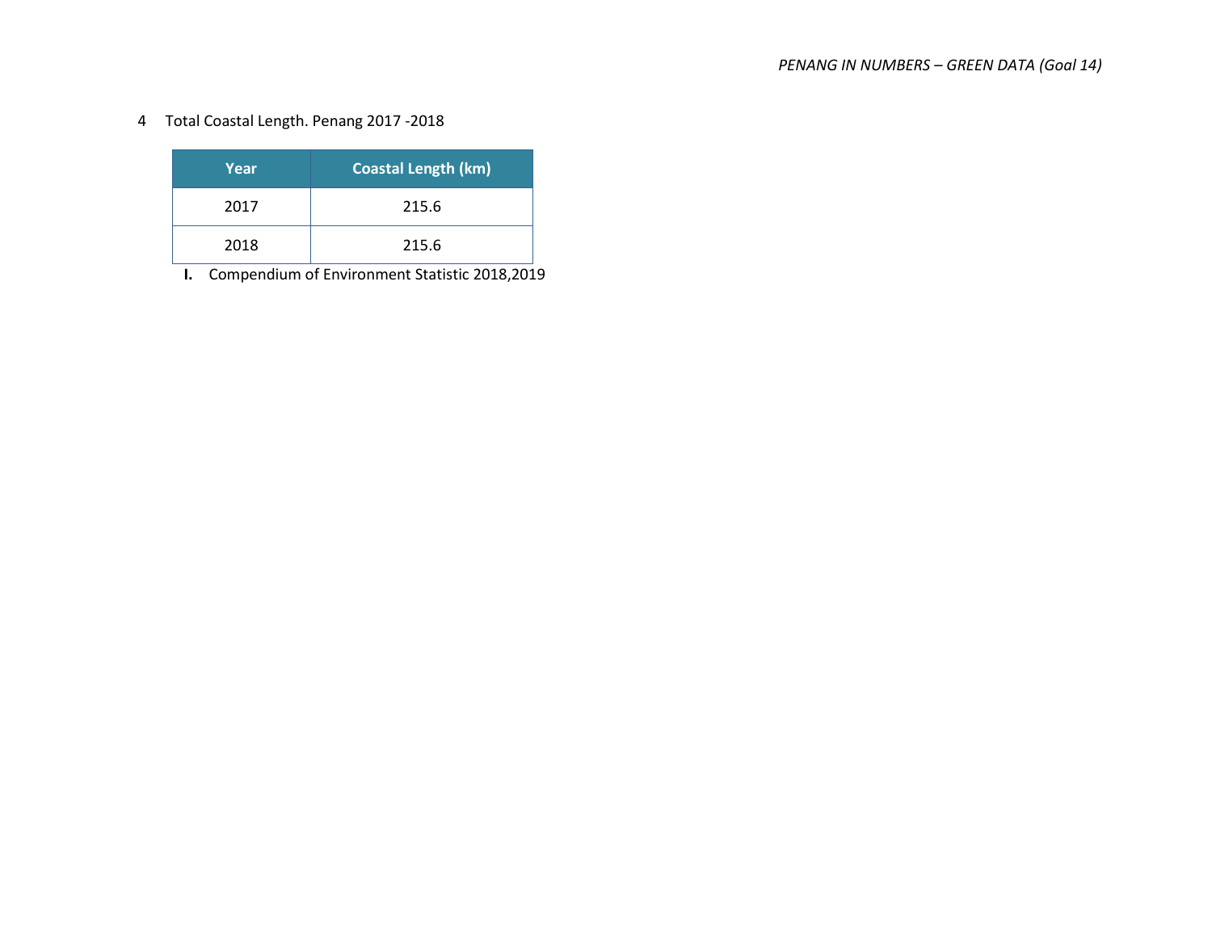4 Total Coastal Length. Penang 2017 -2018

| Year | Coastal Length (km) |
|---|---|
| 2017 | 215.6 |
| 2018 | 215.6 |

I. Compendium of Environment Statistic 2018,2019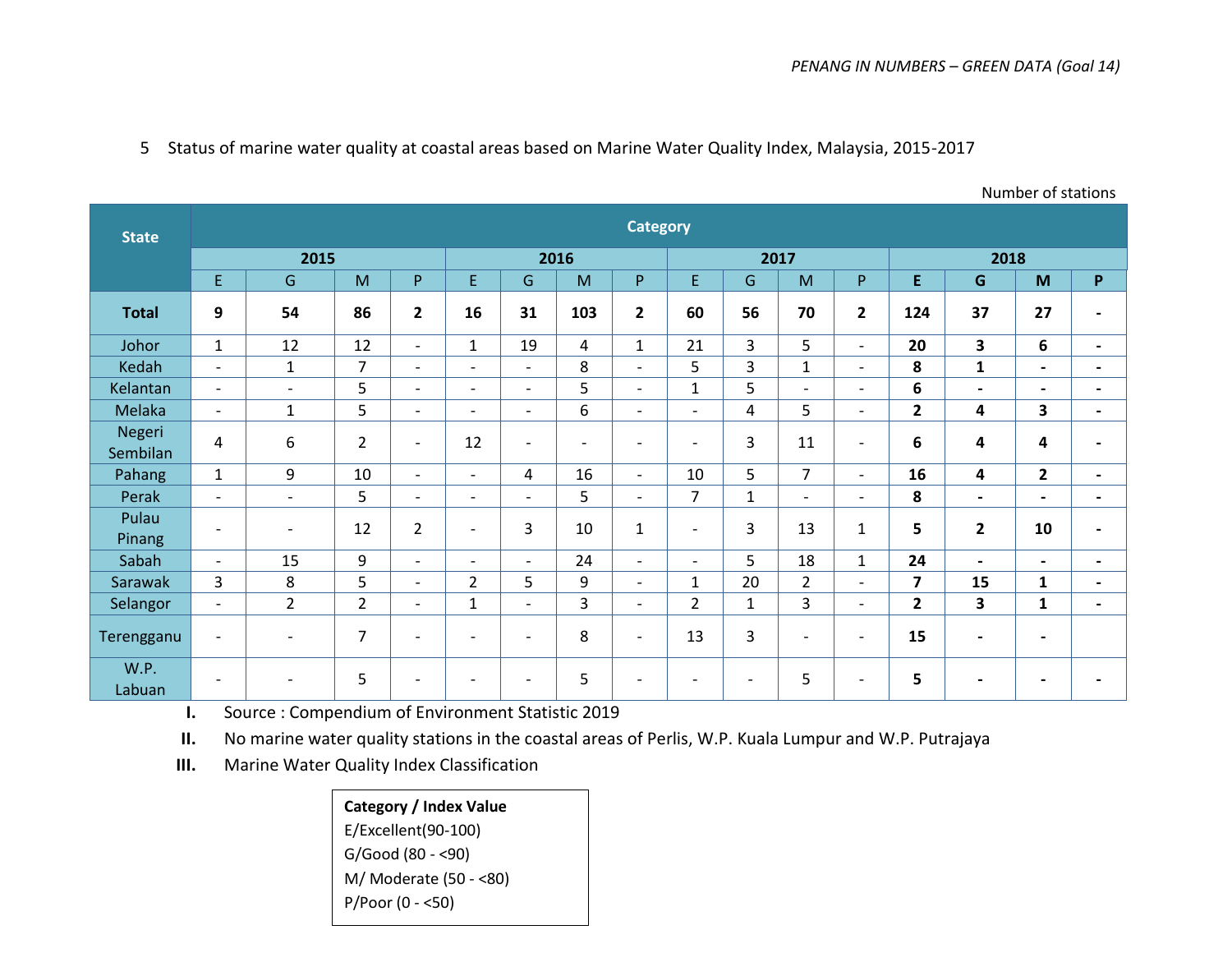5 Status of marine water quality at coastal areas based on Marine Water Quality Index, Malaysia, 2015-2017

Number of stations

| State | Category | | | | | | | | | | | | | | | |
|---|---|---|---|---|---|---|---|---|---|---|---|---|---|---|---|---|
| | 2015 | | | | 2016 | | | | 2017 | | | | 2018 | | | |
| | E | G | M | P | E | G | M | P | E | G | M | P | E | G | M | P |
| **Total** | **9** | **54** | **86** | **2** | **16** | **31** | **103** | **2** | **60** | **56** | **70** | **2** | **124** | **37** | **27** | **-** |
| Johor | 1 | 12 | 12 | - | 1 | 19 | 4 | 1 | 21 | 3 | 5 | - | **20** | **3** | **6** | **-** |
| Kedah | - | 1 | 7 | - | - | - | 8 | - | 5 | 3 | 1 | - | **8** | **1** | **-** | **-** |
| Kelantan | - | - | 5 | - | - | - | 5 | - | 1 | 5 | - | - | **6** | **-** | **-** | **-** |
| Melaka | - | 1 | 5 | - | - | - | 6 | - | - | 4 | 5 | - | **2** | **4** | **3** | **-** |
| Negeri Sembilan | 4 | 6 | 2 | - | 12 | - | - | - | - | 3 | 11 | - | **6** | **4** | **4** | **-** |
| Pahang | 1 | 9 | 10 | - | - | 4 | 16 | - | 10 | 5 | 7 | - | **16** | **4** | **2** | **-** |
| Perak | - | - | 5 | - | - | - | 5 | - | 7 | 1 | - | - | **8** | **-** | **-** | **-** |
| Pulau Pinang | - | - | 12 | 2 | - | 3 | 10 | 1 | - | 3 | 13 | 1 | **5** | **2** | **10** | **-** |
| Sabah | - | 15 | 9 | - | - | - | 24 | - | - | 5 | 18 | 1 | **24** | **-** | **-** | **-** |
| Sarawak | 3 | 8 | 5 | - | 2 | 5 | 9 | - | 1 | 20 | 2 | - | **7** | **15** | **1** | **-** |
| Selangor | - | 2 | 2 | - | 1 | - | 3 | - | 2 | 1 | 3 | - | **2** | **3** | **1** | **-** |
| Terengganu | - | - | 7 | - | - | - | 8 | - | 13 | 3 | - | - | **15** | **-** | **-** | |
| W.P. Labuan | - | - | 5 | - | - | - | 5 | - | - | - | 5 | - | **5** | **-** | **-** | **-** |

I. Source : Compendium of Environment Statistic 2019

II. No marine water quality stations in the coastal areas of Perlis, W.P. Kuala Lumpur and W.P. Putrajaya

III. Marine Water Quality Index Classification

| **Category / Index Value** |
|---|
| E/Excellent(90-100) |
| G/Good (80 - <90) |
| M/ Moderate (50 - <80) |
| P/Poor (0 - <50) |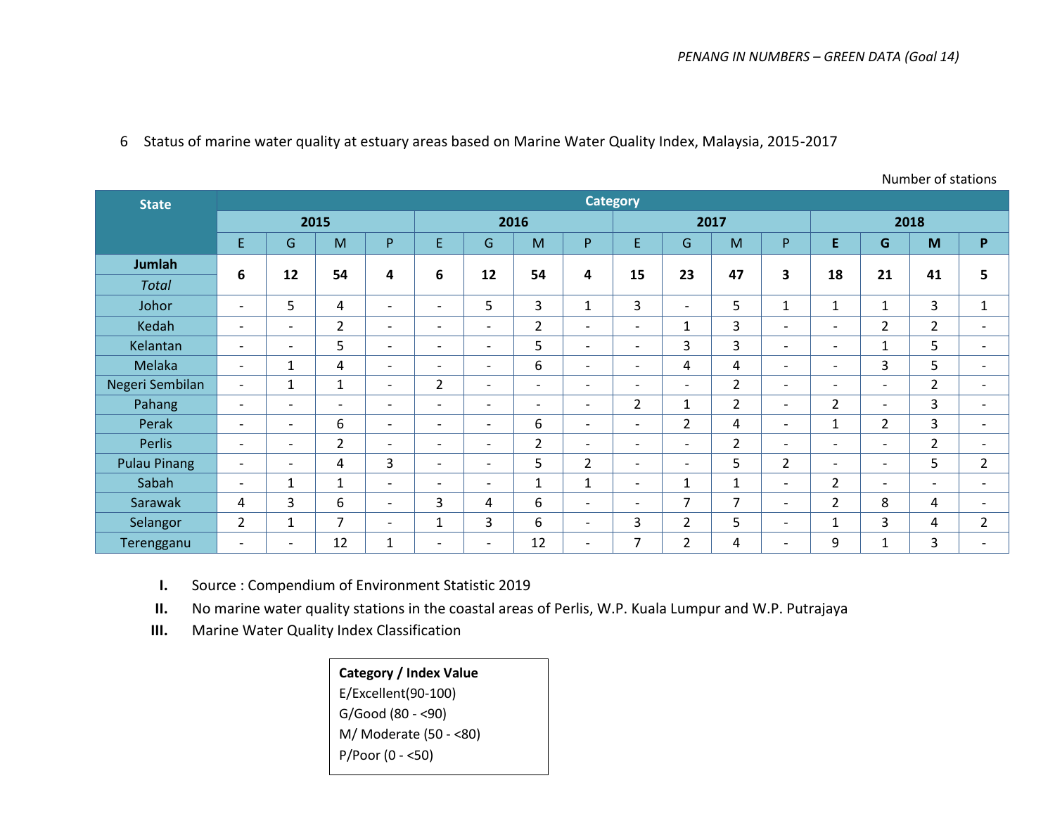6 Status of marine water quality at estuary areas based on Marine Water Quality Index, Malaysia, 2015-2017

Number of stations

| State | Category | | | | | | | | | | | | | | | |
|---|---|---|---|---|---|---|---|---|---|---|---|---|---|---|---|---|
| | 2015 | | | | 2016 | | | | 2017 | | | | 2018 | | | |
| | E | G | M | P | E | G | M | P | E | G | M | P | E | G | M | P |
| **Jumlah** *Total* | **6** | **12** | **54** | **4** | **6** | **12** | **54** | **4** | **15** | **23** | **47** | **3** | **18** | **21** | **41** | **5** |
| Johor | - | 5 | 4 | - | - | 5 | 3 | 1 | 3 | - | 5 | 1 | 1 | 1 | 3 | 1 |
| Kedah | - | - | 2 | - | - | - | 2 | - | - | 1 | 3 | - | - | 2 | 2 | - |
| Kelantan | - | - | 5 | - | - | - | 5 | - | - | 3 | 3 | - | - | 1 | 5 | - |
| Melaka | - | 1 | 4 | - | - | - | 6 | - | - | 4 | 4 | - | - | 3 | 5 | - |
| Negeri Sembilan | - | 1 | 1 | - | 2 | - | - | - | - | - | 2 | - | - | - | 2 | - |
| Pahang | - | - | - | - | - | - | - | - | 2 | 1 | 2 | - | 2 | - | 3 | - |
| Perak | - | - | 6 | - | - | - | 6 | - | - | 2 | 4 | - | 1 | 2 | 3 | - |
| Perlis | - | - | 2 | - | - | - | 2 | - | - | - | 2 | - | - | - | 2 | - |
| Pulau Pinang | - | - | 4 | 3 | - | - | 5 | 2 | - | - | 5 | 2 | - | - | 5 | 2 |
| Sabah | - | 1 | 1 | - | - | - | 1 | 1 | - | 1 | 1 | - | 2 | - | - | - |
| Sarawak | 4 | 3 | 6 | - | 3 | 4 | 6 | - | - | 7 | 7 | - | 2 | 8 | 4 | - |
| Selangor | 2 | 1 | 7 | - | 1 | 3 | 6 | - | 3 | 2 | 5 | - | 1 | 3 | 4 | 2 |
| Terengganu | - | - | 12 | 1 | - | - | 12 | - | 7 | 2 | 4 | - | 9 | 1 | 3 | - |

I. Source : Compendium of Environment Statistic 2019

II. No marine water quality stations in the coastal areas of Perlis, W.P. Kuala Lumpur and W.P. Putrajaya

III. Marine Water Quality Index Classification

| **Category / Index Value** |
|---|
| E/Excellent(90-100) |
| G/Good (80 - <90) |
| M/ Moderate (50 - <80) |
| P/Poor (0 - <50) |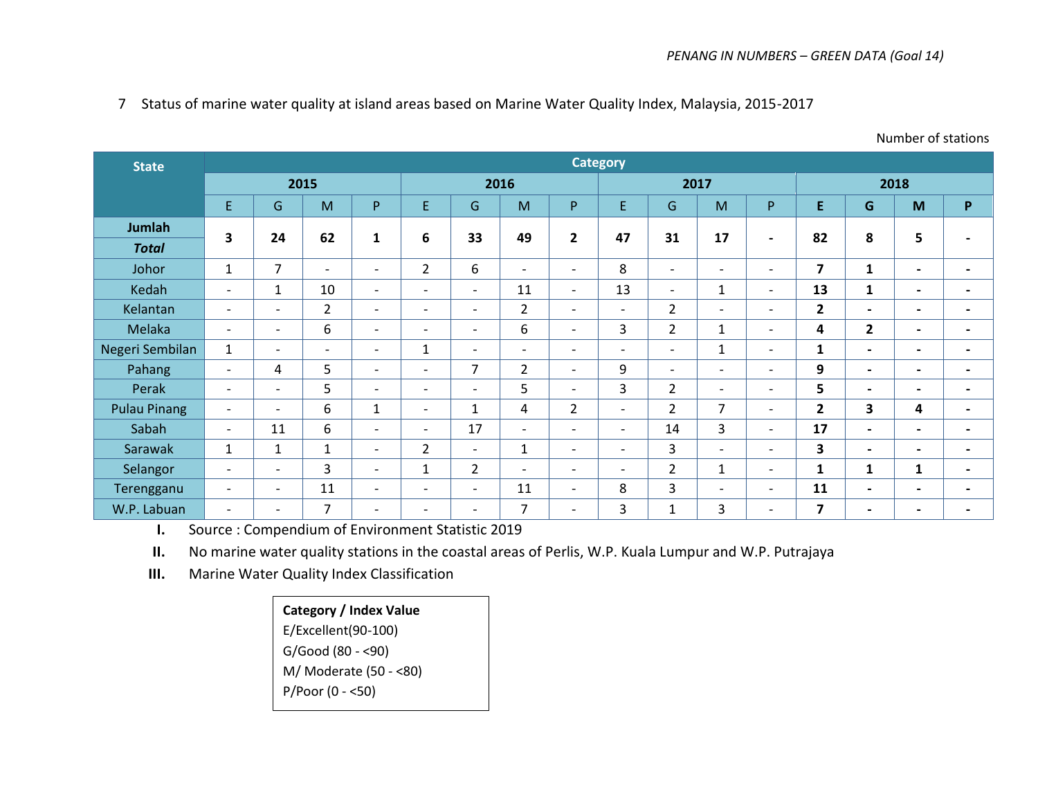7 Status of marine water quality at island areas based on Marine Water Quality Index, Malaysia, 2015-2017

Number of stations

| State | Category | | | | | | | | | | | | | | | |
|---|---|---|---|---|---|---|---|---|---|---|---|---|---|---|---|---|
| | 2015 | | | | 2016 | | | | 2017 | | | | 2018 | | | |
| | E | G | M | P | E | G | M | P | E | G | M | P | E | G | M | P |
| **Jumlah** ***Total*** | **3** | **24** | **62** | **1** | **6** | **33** | **49** | **2** | **47** | **31** | **17** | **-** | **82** | **8** | **5** | **-** |
| Johor | 1 | 7 | - | - | 2 | 6 | - | - | 8 | - | - | - | **7** | **1** | **-** | **-** |
| Kedah | - | 1 | 10 | - | - | - | 11 | - | 13 | - | 1 | - | **13** | **1** | **-** | **-** |
| Kelantan | - | - | 2 | - | - | - | 2 | - | - | 2 | - | - | **2** | **-** | **-** | **-** |
| Melaka | - | - | 6 | - | - | - | 6 | - | 3 | 2 | 1 | - | **4** | **2** | **-** | **-** |
| Negeri Sembilan | 1 | - | - | - | 1 | - | - | - | - | - | 1 | - | **1** | **-** | **-** | **-** |
| Pahang | - | 4 | 5 | - | - | 7 | 2 | - | 9 | - | - | - | **9** | **-** | **-** | **-** |
| Perak | - | - | 5 | - | - | - | 5 | - | 3 | 2 | - | - | **5** | **-** | **-** | **-** |
| Pulau Pinang | - | - | 6 | 1 | - | 1 | 4 | 2 | - | 2 | 7 | - | **2** | **3** | **4** | **-** |
| Sabah | - | 11 | 6 | - | - | 17 | - | - | - | 14 | 3 | - | **17** | **-** | **-** | **-** |
| Sarawak | 1 | 1 | 1 | - | 2 | - | 1 | - | - | 3 | - | - | **3** | **-** | **-** | **-** |
| Selangor | - | - | 3 | - | 1 | 2 | - | - | - | 2 | 1 | - | **1** | **1** | **1** | **-** |
| Terengganu | - | - | 11 | - | - | - | 11 | - | 8 | 3 | - | - | **11** | **-** | **-** | **-** |
| W.P. Labuan | - | - | 7 | - | - | - | 7 | - | 3 | 1 | 3 | - | **7** | **-** | **-** | **-** |

I. Source : Compendium of Environment Statistic 2019

II. No marine water quality stations in the coastal areas of Perlis, W.P. Kuala Lumpur and W.P. Putrajaya

III. Marine Water Quality Index Classification

**Category / Index Value**
E/Excellent(90-100)
G/Good (80 - <90)
M/ Moderate (50 - <80)
P/Poor (0 - <50)